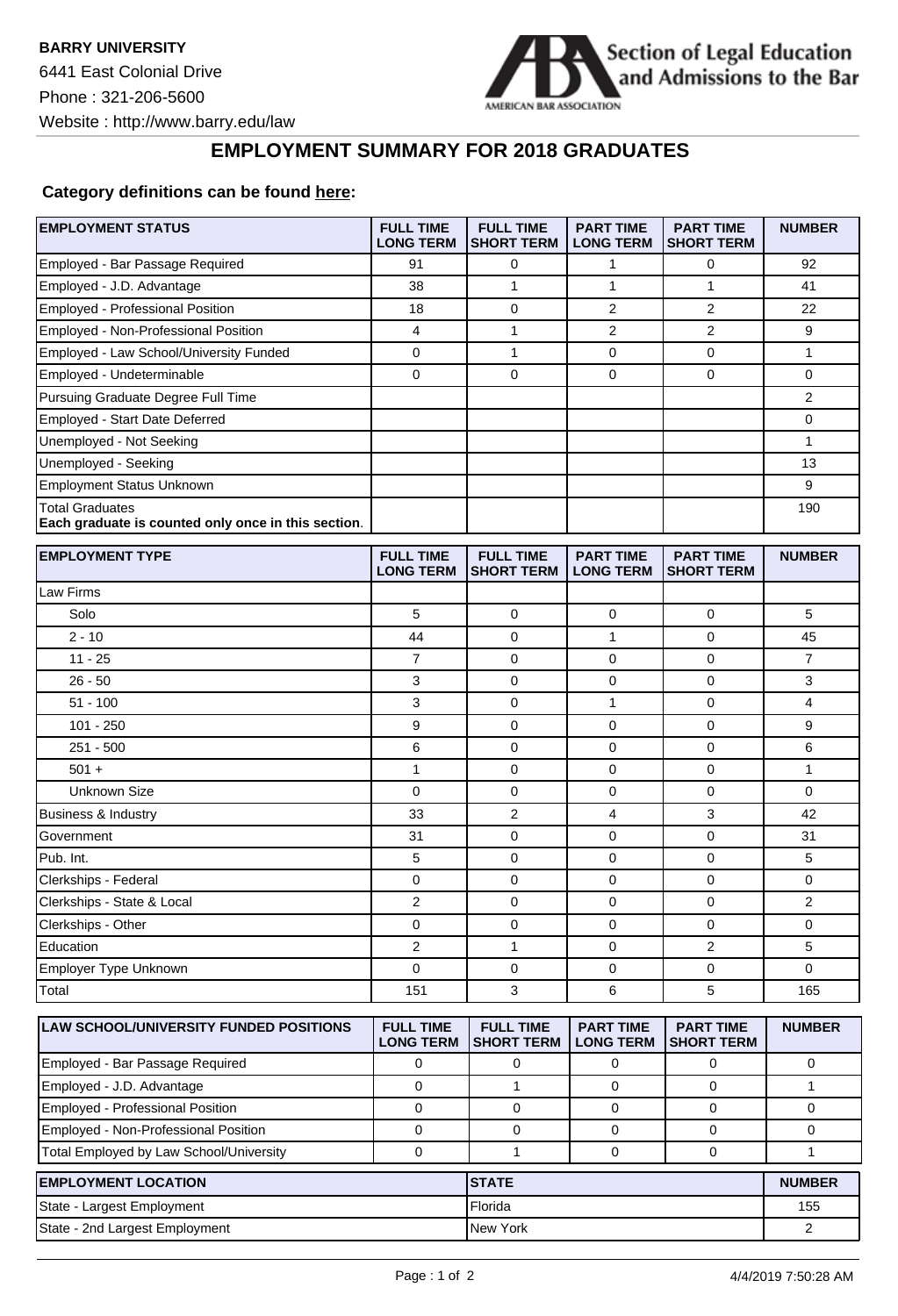**BARRY UNIVERSITY**
6441 East Colonial Drive
Phone : 321-206-5600
Website : http://www.barry.edu/law

Section of Legal Education and Admissions to the Bar
AMERICAN BAR ASSOCIATION

## EMPLOYMENT SUMMARY FOR 2018 GRADUATES

**Category definitions can be found here:**

| EMPLOYMENT STATUS | FULL TIME LONG TERM | FULL TIME SHORT TERM | PART TIME LONG TERM | PART TIME SHORT TERM | NUMBER |
|---|---|---|---|---|---|
| Employed - Bar Passage Required | 91 | 0 | 1 | 0 | 92 |
| Employed - J.D. Advantage | 38 | 1 | 1 | 1 | 41 |
| Employed - Professional Position | 18 | 0 | 2 | 2 | 22 |
| Employed - Non-Professional Position | 4 | 1 | 2 | 2 | 9 |
| Employed - Law School/University Funded | 0 | 1 | 0 | 0 | 1 |
| Employed - Undeterminable | 0 | 0 | 0 | 0 | 0 |
| Pursuing Graduate Degree Full Time | | | | | 2 |
| Employed - Start Date Deferred | | | | | 0 |
| Unemployed - Not Seeking | | | | | 1 |
| Unemployed - Seeking | | | | | 13 |
| Employment Status Unknown | | | | | 9 |
| Total Graduates **Each graduate is counted only once in this section**. | | | | | 190 |

| EMPLOYMENT TYPE | FULL TIME LONG TERM | FULL TIME SHORT TERM | PART TIME LONG TERM | PART TIME SHORT TERM | NUMBER |
|---|---|---|---|---|---|
| Law Firms | | | | | |
| Solo | 5 | 0 | 0 | 0 | 5 |
| 2 - 10 | 44 | 0 | 1 | 0 | 45 |
| 11 - 25 | 7 | 0 | 0 | 0 | 7 |
| 26 - 50 | 3 | 0 | 0 | 0 | 3 |
| 51 - 100 | 3 | 0 | 1 | 0 | 4 |
| 101 - 250 | 9 | 0 | 0 | 0 | 9 |
| 251 - 500 | 6 | 0 | 0 | 0 | 6 |
| 501 + | 1 | 0 | 0 | 0 | 1 |
| Unknown Size | 0 | 0 | 0 | 0 | 0 |
| Business & Industry | 33 | 2 | 4 | 3 | 42 |
| Government | 31 | 0 | 0 | 0 | 31 |
| Pub. Int. | 5 | 0 | 0 | 0 | 5 |
| Clerkships - Federal | 0 | 0 | 0 | 0 | 0 |
| Clerkships - State & Local | 2 | 0 | 0 | 0 | 2 |
| Clerkships - Other | 0 | 0 | 0 | 0 | 0 |
| Education | 2 | 1 | 0 | 2 | 5 |
| Employer Type Unknown | 0 | 0 | 0 | 0 | 0 |
| Total | 151 | 3 | 6 | 5 | 165 |

| LAW SCHOOL/UNIVERSITY FUNDED POSITIONS | FULL TIME LONG TERM | FULL TIME SHORT TERM | PART TIME LONG TERM | PART TIME SHORT TERM | NUMBER |
|---|---|---|---|---|---|
| Employed - Bar Passage Required | 0 | 0 | 0 | 0 | 0 |
| Employed - J.D. Advantage | 0 | 1 | 0 | 0 | 1 |
| Employed - Professional Position | 0 | 0 | 0 | 0 | 0 |
| Employed - Non-Professional Position | 0 | 0 | 0 | 0 | 0 |
| Total Employed by Law School/University | 0 | 1 | 0 | 0 | 1 |

| EMPLOYMENT LOCATION | STATE | NUMBER |
|---|---|---|
| State - Largest Employment | Florida | 155 |
| State - 2nd Largest Employment | New York | 2 |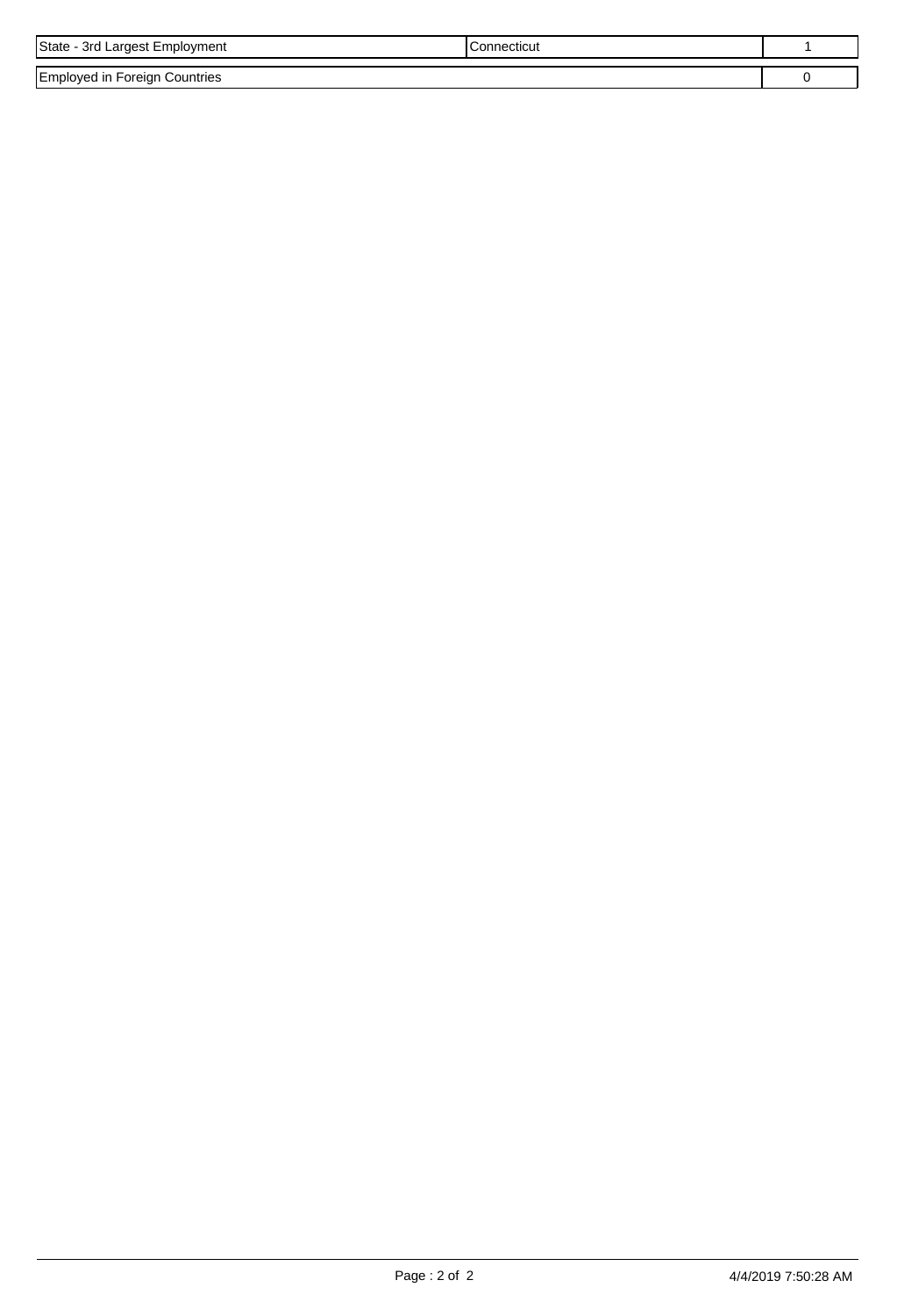| | | |
|---|---|---|
| State - 3rd Largest Employment | Connecticut | 1 |
| Employed in Foreign Countries | | 0 |